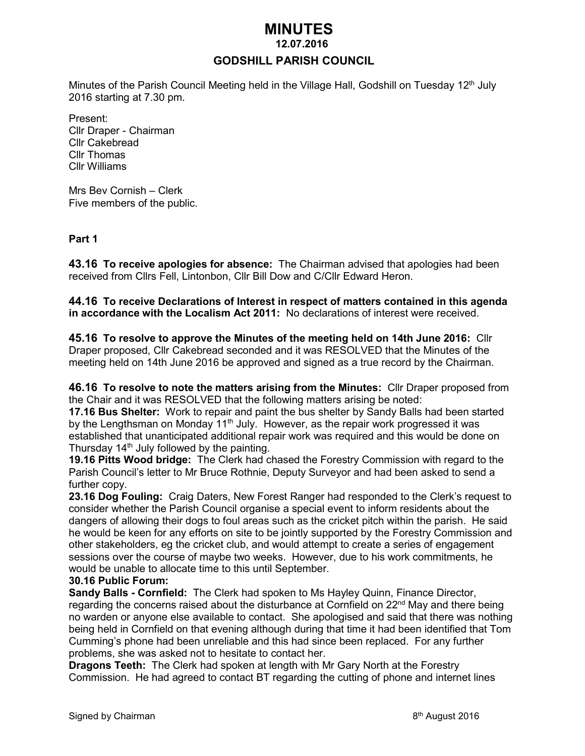# MINUTES

## 12.07.2016

## GODSHILL PARISH COUNCIL

Minutes of the Parish Council Meeting held in the Village Hall, Godshill on Tuesday 12th July 2016 starting at 7.30 pm.

Present:
Cllr Draper - Chairman
Cllr Cakebread
Cllr Thomas
Cllr Williams

Mrs Bev Cornish – Clerk
Five members of the public.

**Part 1**

**43.16 To receive apologies for absence:** The Chairman advised that apologies had been received from Cllrs Fell, Lintonbon, Cllr Bill Dow and C/Cllr Edward Heron.

**44.16 To receive Declarations of Interest in respect of matters contained in this agenda in accordance with the Localism Act 2011:** No declarations of interest were received.

**45.16 To resolve to approve the Minutes of the meeting held on 14th June 2016:** Cllr Draper proposed, Cllr Cakebread seconded and it was RESOLVED that the Minutes of the meeting held on 14th June 2016 be approved and signed as a true record by the Chairman.

**46.16 To resolve to note the matters arising from the Minutes:** Cllr Draper proposed from the Chair and it was RESOLVED that the following matters arising be noted:

**17.16 Bus Shelter:** Work to repair and paint the bus shelter by Sandy Balls had been started by the Lengthsman on Monday 11th July. However, as the repair work progressed it was established that unanticipated additional repair work was required and this would be done on Thursday 14th July followed by the painting.

**19.16 Pitts Wood bridge:** The Clerk had chased the Forestry Commission with regard to the Parish Council's letter to Mr Bruce Rothnie, Deputy Surveyor and had been asked to send a further copy.

**23.16 Dog Fouling:** Craig Daters, New Forest Ranger had responded to the Clerk's request to consider whether the Parish Council organise a special event to inform residents about the dangers of allowing their dogs to foul areas such as the cricket pitch within the parish. He said he would be keen for any efforts on site to be jointly supported by the Forestry Commission and other stakeholders, eg the cricket club, and would attempt to create a series of engagement sessions over the course of maybe two weeks. However, due to his work commitments, he would be unable to allocate time to this until September.

**30.16 Public Forum:**

**Sandy Balls - Cornfield:** The Clerk had spoken to Ms Hayley Quinn, Finance Director, regarding the concerns raised about the disturbance at Cornfield on 22nd May and there being no warden or anyone else available to contact. She apologised and said that there was nothing being held in Cornfield on that evening although during that time it had been identified that Tom Cumming's phone had been unreliable and this had since been replaced. For any further problems, she was asked not to hesitate to contact her.

**Dragons Teeth:** The Clerk had spoken at length with Mr Gary North at the Forestry Commission. He had agreed to contact BT regarding the cutting of phone and internet lines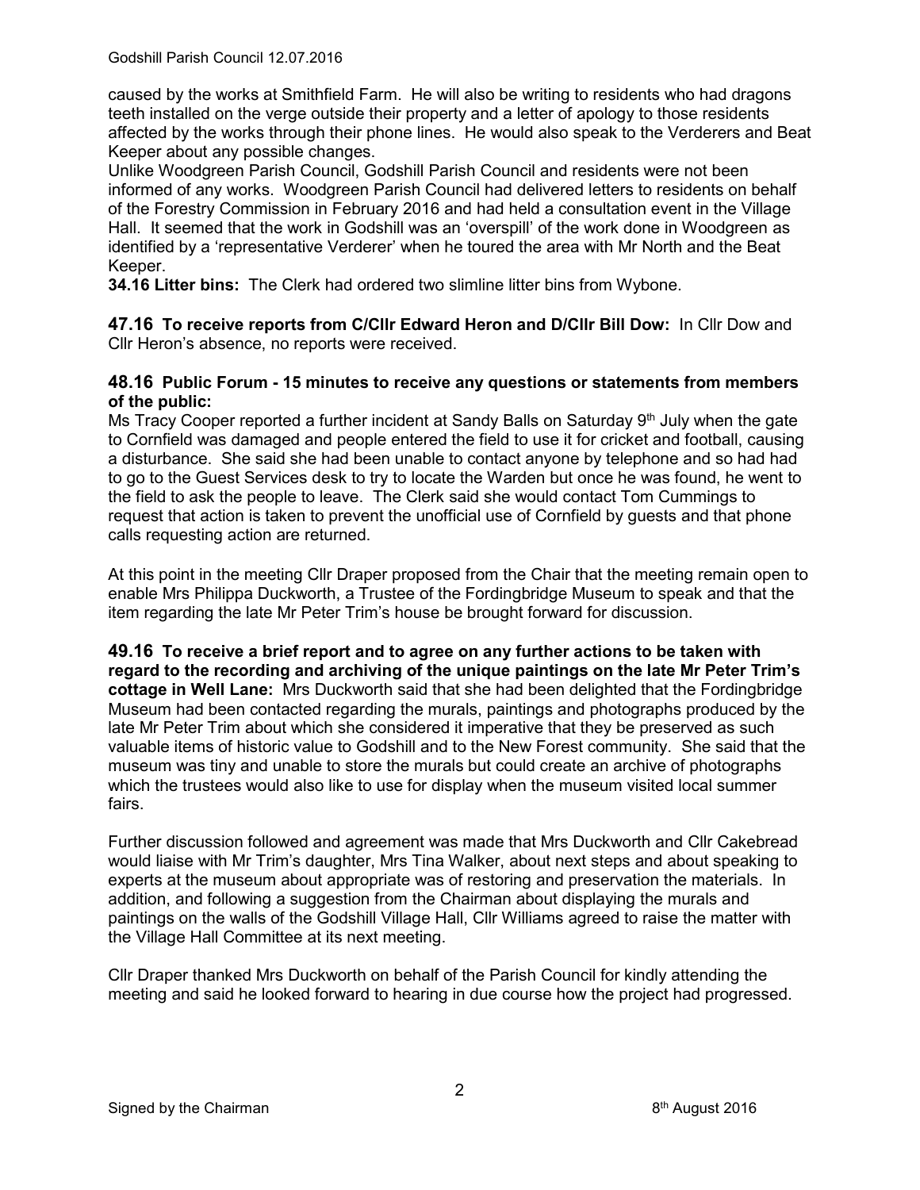caused by the works at Smithfield Farm. He will also be writing to residents who had dragons teeth installed on the verge outside their property and a letter of apology to those residents affected by the works through their phone lines. He would also speak to the Verderers and Beat Keeper about any possible changes.

Unlike Woodgreen Parish Council, Godshill Parish Council and residents were not been informed of any works. Woodgreen Parish Council had delivered letters to residents on behalf of the Forestry Commission in February 2016 and had held a consultation event in the Village Hall. It seemed that the work in Godshill was an 'overspill' of the work done in Woodgreen as identified by a 'representative Verderer' when he toured the area with Mr North and the Beat Keeper.

**34.16 Litter bins:** The Clerk had ordered two slimline litter bins from Wybone.

**47.16 To receive reports from C/Cllr Edward Heron and D/Cllr Bill Dow:** In Cllr Dow and Cllr Heron's absence, no reports were received.

**48.16 Public Forum - 15 minutes to receive any questions or statements from members of the public:**

Ms Tracy Cooper reported a further incident at Sandy Balls on Saturday 9th July when the gate to Cornfield was damaged and people entered the field to use it for cricket and football, causing a disturbance. She said she had been unable to contact anyone by telephone and so had had to go to the Guest Services desk to try to locate the Warden but once he was found, he went to the field to ask the people to leave. The Clerk said she would contact Tom Cummings to request that action is taken to prevent the unofficial use of Cornfield by guests and that phone calls requesting action are returned.

At this point in the meeting Cllr Draper proposed from the Chair that the meeting remain open to enable Mrs Philippa Duckworth, a Trustee of the Fordingbridge Museum to speak and that the item regarding the late Mr Peter Trim's house be brought forward for discussion.

**49.16 To receive a brief report and to agree on any further actions to be taken with regard to the recording and archiving of the unique paintings on the late Mr Peter Trim's cottage in Well Lane:** Mrs Duckworth said that she had been delighted that the Fordingbridge Museum had been contacted regarding the murals, paintings and photographs produced by the late Mr Peter Trim about which she considered it imperative that they be preserved as such valuable items of historic value to Godshill and to the New Forest community. She said that the museum was tiny and unable to store the murals but could create an archive of photographs which the trustees would also like to use for display when the museum visited local summer fairs.

Further discussion followed and agreement was made that Mrs Duckworth and Cllr Cakebread would liaise with Mr Trim's daughter, Mrs Tina Walker, about next steps and about speaking to experts at the museum about appropriate was of restoring and preservation the materials. In addition, and following a suggestion from the Chairman about displaying the murals and paintings on the walls of the Godshill Village Hall, Cllr Williams agreed to raise the matter with the Village Hall Committee at its next meeting.

Cllr Draper thanked Mrs Duckworth on behalf of the Parish Council for kindly attending the meeting and said he looked forward to hearing in due course how the project had progressed.

Signed by the Chairman 8th August 2016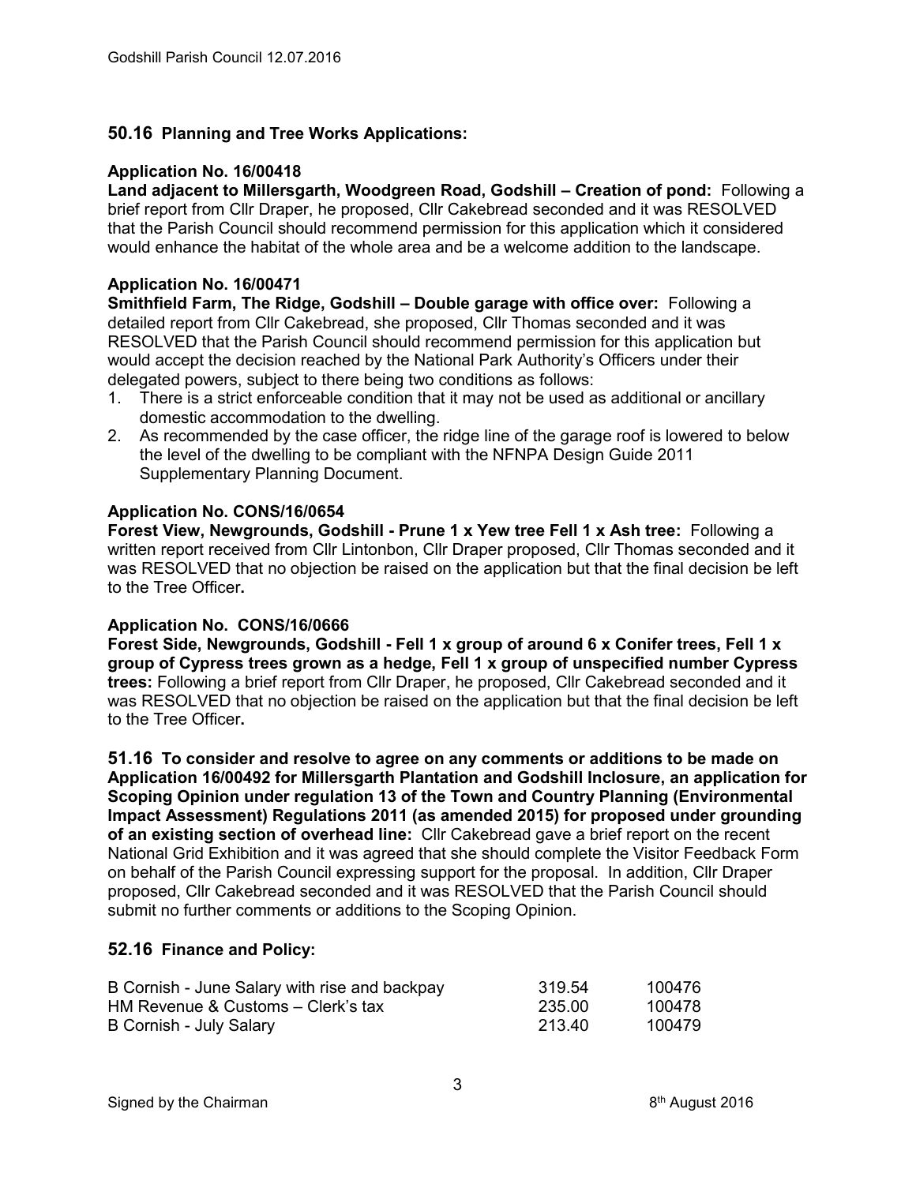## 50.16 Planning and Tree Works Applications:

### Application No. 16/00418

**Land adjacent to Millersgarth, Woodgreen Road, Godshill – Creation of pond:** Following a brief report from Cllr Draper, he proposed, Cllr Cakebread seconded and it was RESOLVED that the Parish Council should recommend permission for this application which it considered would enhance the habitat of the whole area and be a welcome addition to the landscape.

### Application No. 16/00471

**Smithfield Farm, The Ridge, Godshill – Double garage with office over:** Following a detailed report from Cllr Cakebread, she proposed, Cllr Thomas seconded and it was RESOLVED that the Parish Council should recommend permission for this application but would accept the decision reached by the National Park Authority's Officers under their delegated powers, subject to there being two conditions as follows:

1. There is a strict enforceable condition that it may not be used as additional or ancillary domestic accommodation to the dwelling.
2. As recommended by the case officer, the ridge line of the garage roof is lowered to below the level of the dwelling to be compliant with the NFNPA Design Guide 2011 Supplementary Planning Document.

### Application No. CONS/16/0654

**Forest View, Newgrounds, Godshill - Prune 1 x Yew tree Fell 1 x Ash tree:** Following a written report received from Cllr Lintonbon, Cllr Draper proposed, Cllr Thomas seconded and it was RESOLVED that no objection be raised on the application but that the final decision be left to the Tree Officer**.**

### Application No. CONS/16/0666

**Forest Side, Newgrounds, Godshill - Fell 1 x group of around 6 x Conifer trees, Fell 1 x group of Cypress trees grown as a hedge, Fell 1 x group of unspecified number Cypress trees:** Following a brief report from Cllr Draper, he proposed, Cllr Cakebread seconded and it was RESOLVED that no objection be raised on the application but that the final decision be left to the Tree Officer**.**

**51.16 To consider and resolve to agree on any comments or additions to be made on Application 16/00492 for Millersgarth Plantation and Godshill Inclosure, an application for Scoping Opinion under regulation 13 of the Town and Country Planning (Environmental Impact Assessment) Regulations 2011 (as amended 2015) for proposed under grounding of an existing section of overhead line:** Cllr Cakebread gave a brief report on the recent National Grid Exhibition and it was agreed that she should complete the Visitor Feedback Form on behalf of the Parish Council expressing support for the proposal. In addition, Cllr Draper proposed, Cllr Cakebread seconded and it was RESOLVED that the Parish Council should submit no further comments or additions to the Scoping Opinion.

## 52.16 Finance and Policy:

| | | |
|---|---|---|
| B Cornish - June Salary with rise and backpay | 319.54 | 100476 |
| HM Revenue & Customs – Clerk's tax | 235.00 | 100478 |
| B Cornish - July Salary | 213.40 | 100479 |

Signed by the Chairman 8th August 2016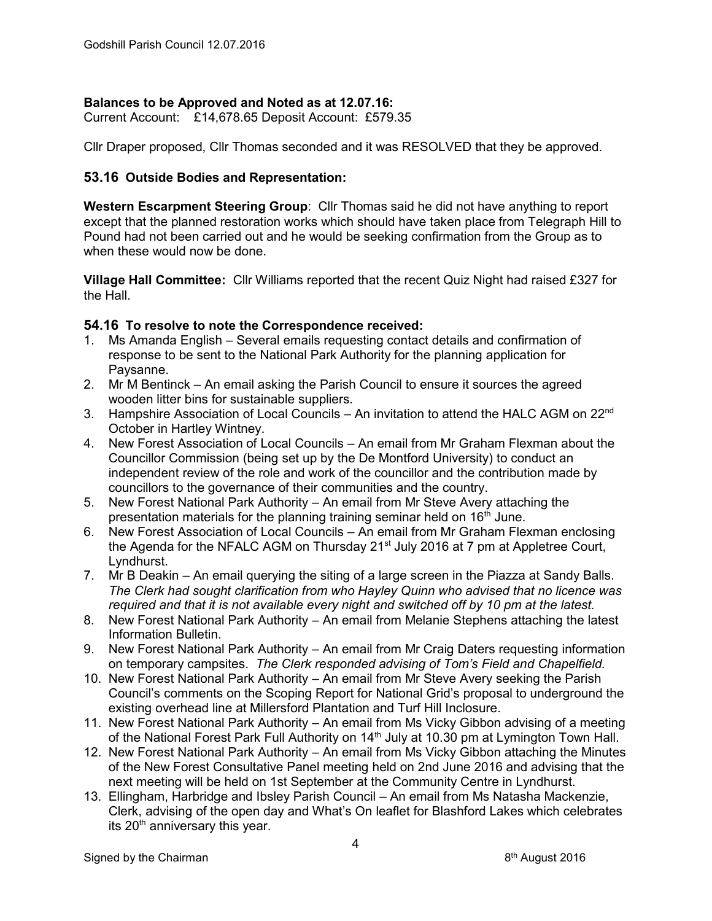**Balances to be Approved and Noted as at 12.07.16:**
Current Account: £14,678.65 Deposit Account: £579.35

Cllr Draper proposed, Cllr Thomas seconded and it was RESOLVED that they be approved.

## 53.16 Outside Bodies and Representation:

**Western Escarpment Steering Group**: Cllr Thomas said he did not have anything to report except that the planned restoration works which should have taken place from Telegraph Hill to Pound had not been carried out and he would be seeking confirmation from the Group as to when these would now be done.

**Village Hall Committee:** Cllr Williams reported that the recent Quiz Night had raised £327 for the Hall.

## 54.16 To resolve to note the Correspondence received:

1. Ms Amanda English – Several emails requesting contact details and confirmation of response to be sent to the National Park Authority for the planning application for Paysanne.
2. Mr M Bentinck – An email asking the Parish Council to ensure it sources the agreed wooden litter bins for sustainable suppliers.
3. Hampshire Association of Local Councils – An invitation to attend the HALC AGM on 22nd October in Hartley Wintney.
4. New Forest Association of Local Councils – An email from Mr Graham Flexman about the Councillor Commission (being set up by the De Montford University) to conduct an independent review of the role and work of the councillor and the contribution made by councillors to the governance of their communities and the country.
5. New Forest National Park Authority – An email from Mr Steve Avery attaching the presentation materials for the planning training seminar held on 16th June.
6. New Forest Association of Local Councils – An email from Mr Graham Flexman enclosing the Agenda for the NFALC AGM on Thursday 21st July 2016 at 7 pm at Appletree Court, Lyndhurst.
7. Mr B Deakin – An email querying the siting of a large screen in the Piazza at Sandy Balls. *The Clerk had sought clarification from who Hayley Quinn who advised that no licence was required and that it is not available every night and switched off by 10 pm at the latest.*
8. New Forest National Park Authority – An email from Melanie Stephens attaching the latest Information Bulletin.
9. New Forest National Park Authority – An email from Mr Craig Daters requesting information on temporary campsites. *The Clerk responded advising of Tom's Field and Chapelfield.*
10. New Forest National Park Authority – An email from Mr Steve Avery seeking the Parish Council's comments on the Scoping Report for National Grid's proposal to underground the existing overhead line at Millersford Plantation and Turf Hill Inclosure.
11. New Forest National Park Authority – An email from Ms Vicky Gibbon advising of a meeting of the National Forest Park Full Authority on 14th July at 10.30 pm at Lymington Town Hall.
12. New Forest National Park Authority – An email from Ms Vicky Gibbon attaching the Minutes of the New Forest Consultative Panel meeting held on 2nd June 2016 and advising that the next meeting will be held on 1st September at the Community Centre in Lyndhurst.
13. Ellingham, Harbridge and Ibsley Parish Council – An email from Ms Natasha Mackenzie, Clerk, advising of the open day and What's On leaflet for Blashford Lakes which celebrates its 20th anniversary this year.

Signed by the Chairman 8th August 2016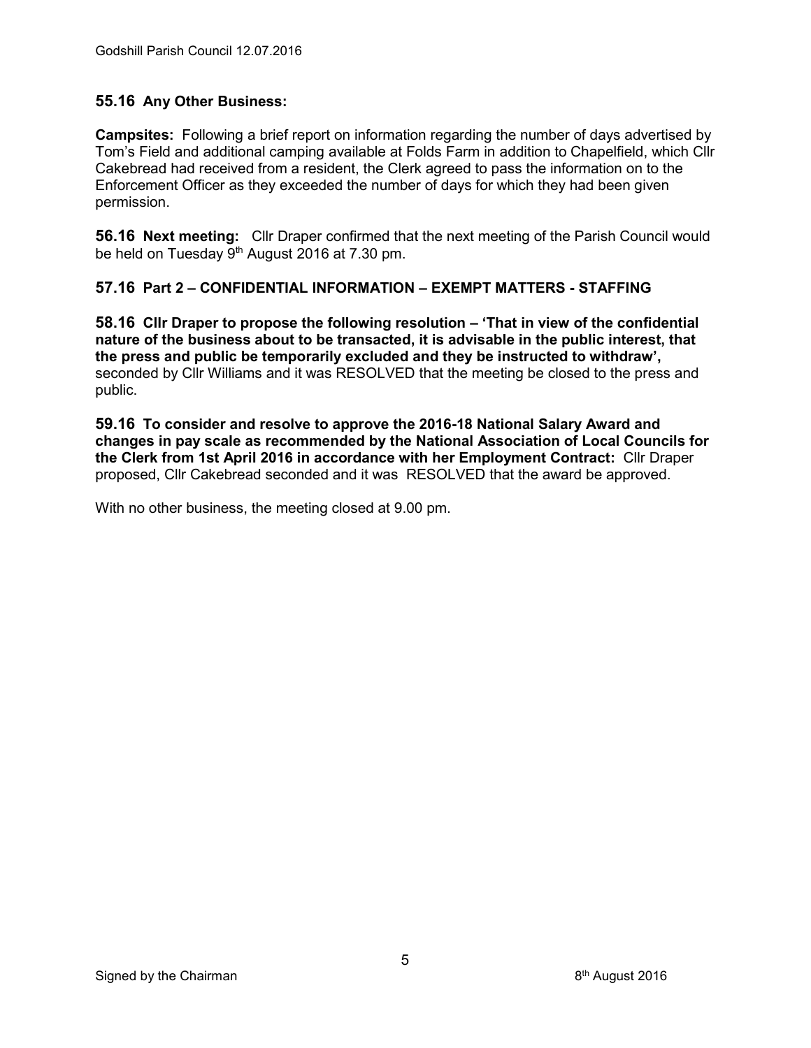### 55.16 Any Other Business:

**Campsites:** Following a brief report on information regarding the number of days advertised by Tom's Field and additional camping available at Folds Farm in addition to Chapelfield, which Cllr Cakebread had received from a resident, the Clerk agreed to pass the information on to the Enforcement Officer as they exceeded the number of days for which they had been given permission.

**56.16 Next meeting:** Cllr Draper confirmed that the next meeting of the Parish Council would be held on Tuesday 9th August 2016 at 7.30 pm.

### 57.16 Part 2 – CONFIDENTIAL INFORMATION – EXEMPT MATTERS - STAFFING

**58.16 Cllr Draper to propose the following resolution – 'That in view of the confidential nature of the business about to be transacted, it is advisable in the public interest, that the press and public be temporarily excluded and they be instructed to withdraw',** seconded by Cllr Williams and it was RESOLVED that the meeting be closed to the press and public.

**59.16 To consider and resolve to approve the 2016-18 National Salary Award and changes in pay scale as recommended by the National Association of Local Councils for the Clerk from 1st April 2016 in accordance with her Employment Contract:** Cllr Draper proposed, Cllr Cakebread seconded and it was RESOLVED that the award be approved.

With no other business, the meeting closed at 9.00 pm.

Signed by the Chairman 8th August 2016